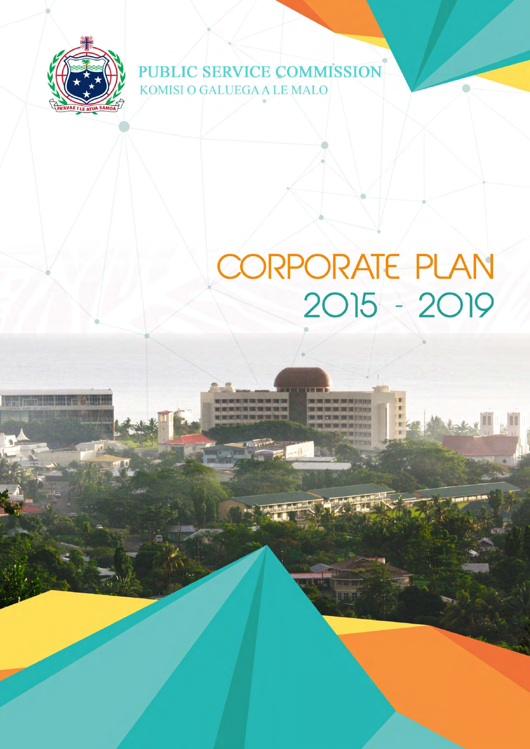PUBLIC SERVICE COMMISSION

KOMISI O GALUEGA A LE MALO

# CORPORATE PLAN 2015 - 2019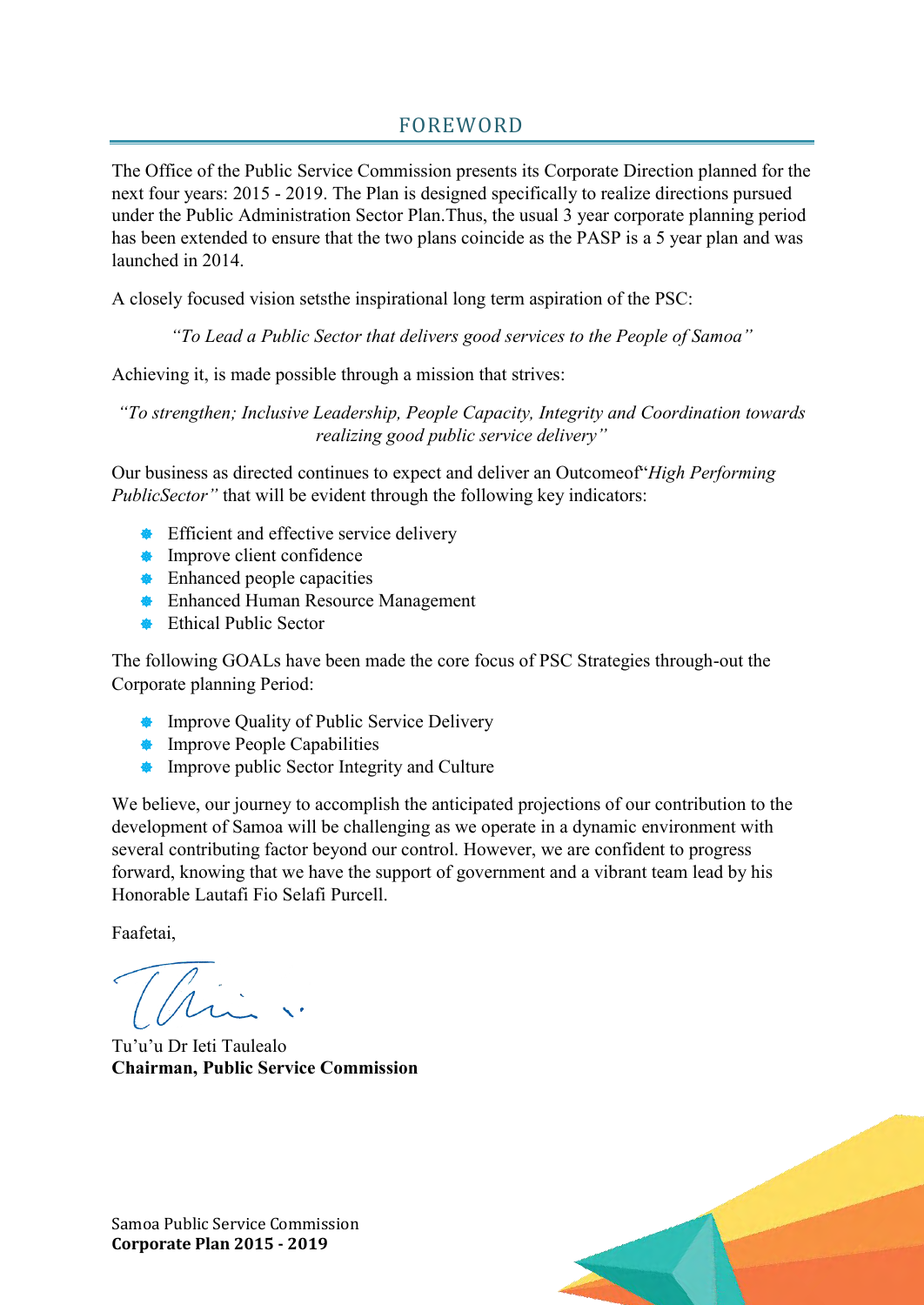## FOREWORD

The Office of the Public Service Commission presents its Corporate Direction planned for the next four years: 2015 - 2019. The Plan is designed specifically to realize directions pursued under the Public Administration Sector Plan.Thus, the usual 3 year corporate planning period has been extended to ensure that the two plans coincide as the PASP is a 5 year plan and was launched in 2014.

A closely focused vision setsthe inspirational long term aspiration of the PSC:

*"To Lead a Public Sector that delivers good services to the People of Samoa"*

Achieving it, is made possible through a mission that strives:

*"To strengthen; Inclusive Leadership, People Capacity, Integrity and Coordination towards realizing good public service delivery"*

Our business as directed continues to expect and deliver an Outcomeof"*High Performing PublicSector"* that will be evident through the following key indicators:

- Efficient and effective service delivery
- Improve client confidence
- Enhanced people capacities
- Enhanced Human Resource Management
- Ethical Public Sector

The following GOALs have been made the core focus of PSC Strategies through-out the Corporate planning Period:

- Improve Quality of Public Service Delivery
- Improve People Capabilities
- Improve public Sector Integrity and Culture

We believe, our journey to accomplish the anticipated projections of our contribution to the development of Samoa will be challenging as we operate in a dynamic environment with several contributing factor beyond our control. However, we are confident to progress forward, knowing that we have the support of government and a vibrant team lead by his Honorable Lautafi Fio Selafi Purcell.

Faafetai,

Tu'u'u Dr Ieti Taulealo
**Chairman, Public Service Commission**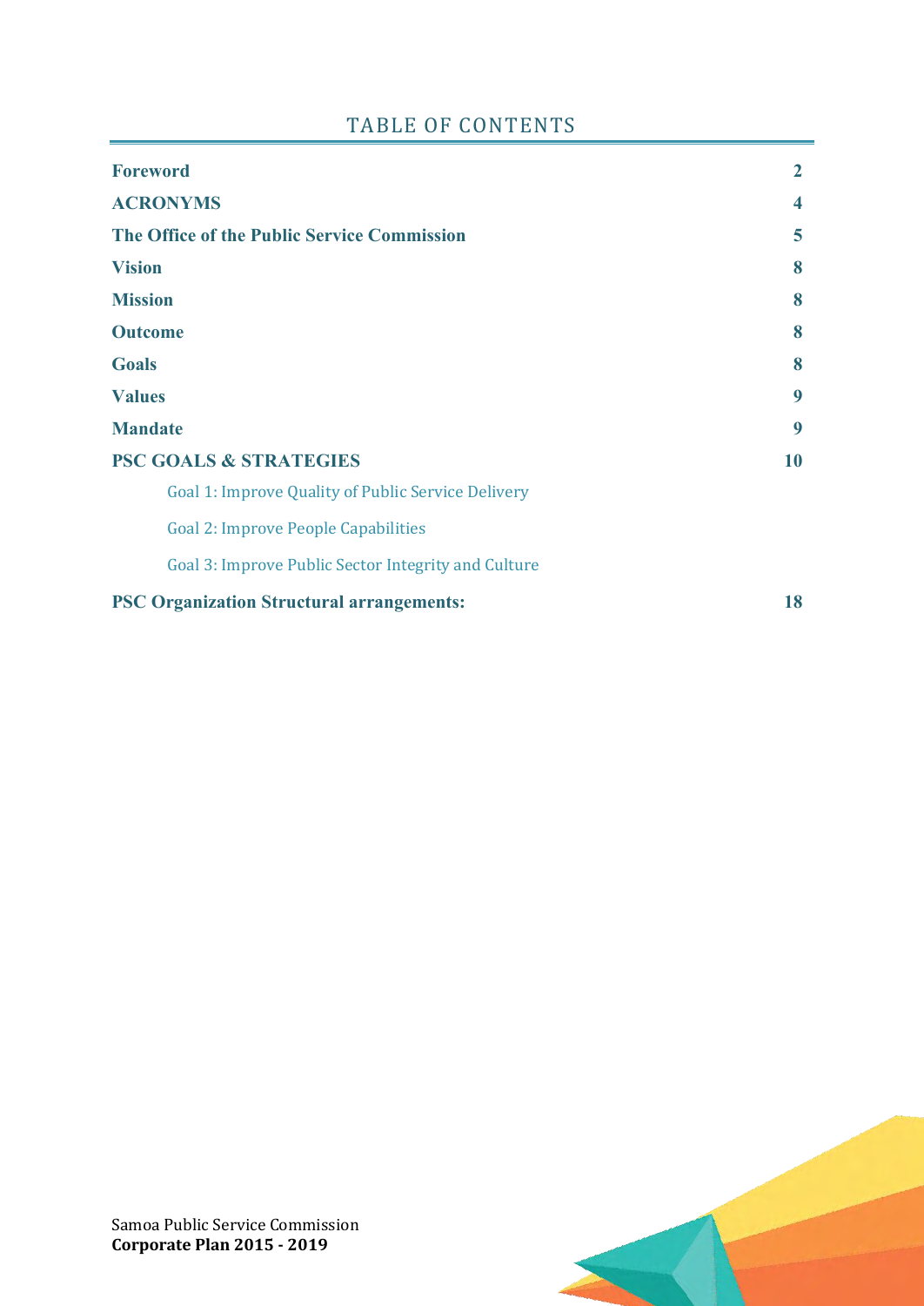# TABLE OF CONTENTS

| | |
|---|---|
| **Foreword** | **2** |
| **ACRONYMS** | **4** |
| **The Office of the Public Service Commission** | **5** |
| **Vision** | **8** |
| **Mission** | **8** |
| **Outcome** | **8** |
| **Goals** | **8** |
| **Values** | **9** |
| **Mandate** | **9** |
| **PSC GOALS & STRATEGIES** | **10** |
| Goal 1: Improve Quality of Public Service Delivery | |
| Goal 2: Improve People Capabilities | |
| Goal 3: Improve Public Sector Integrity and Culture | |
| **PSC Organization Structural arrangements:** | **18** |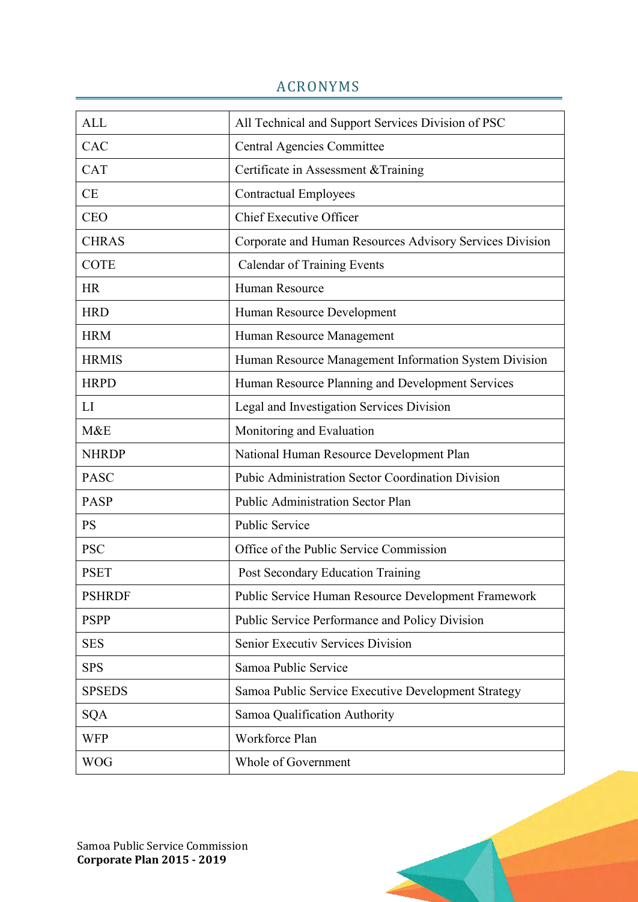## ACRONYMS

| | |
|---|---|
| ALL | All Technical and Support Services Division of PSC |
| CAC | Central Agencies Committee |
| CAT | Certificate in Assessment &Training |
| CE | Contractual Employees |
| CEO | Chief Executive Officer |
| CHRAS | Corporate and Human Resources Advisory Services Division |
| COTE | Calendar of Training Events |
| HR | Human Resource |
| HRD | Human Resource Development |
| HRM | Human Resource Management |
| HRMIS | Human Resource Management Information System Division |
| HRPD | Human Resource Planning and Development Services |
| LI | Legal and Investigation Services Division |
| M&E | Monitoring and Evaluation |
| NHRDP | National Human Resource Development Plan |
| PASC | Pubic Administration Sector Coordination Division |
| PASP | Public Administration Sector Plan |
| PS | Public Service |
| PSC | Office of the Public Service Commission |
| PSET | Post Secondary Education Training |
| PSHRDF | Public Service Human Resource Development Framework |
| PSPP | Public Service Performance and Policy Division |
| SES | Senior Executiv Services Division |
| SPS | Samoa Public Service |
| SPSEDS | Samoa Public Service Executive Development Strategy |
| SQA | Samoa Qualification Authority |
| WFP | Workforce Plan |
| WOG | Whole of Government |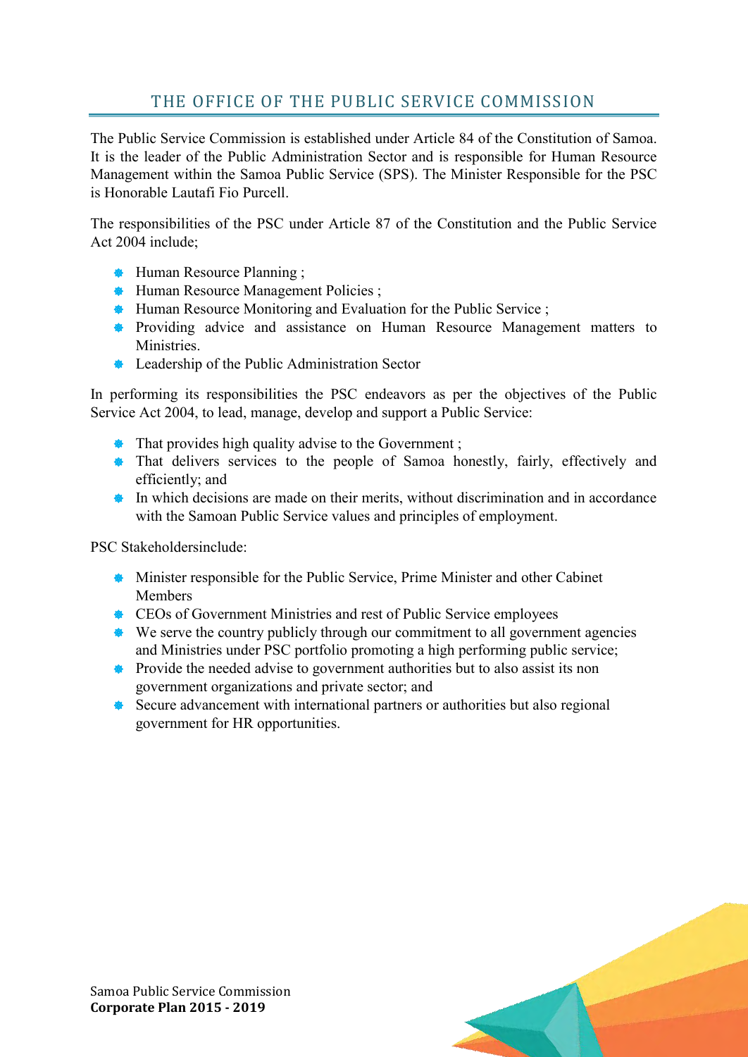## THE OFFICE OF THE PUBLIC SERVICE COMMISSION

The Public Service Commission is established under Article 84 of the Constitution of Samoa. It is the leader of the Public Administration Sector and is responsible for Human Resource Management within the Samoa Public Service (SPS). The Minister Responsible for the PSC is Honorable Lautafi Fio Purcell.

The responsibilities of the PSC under Article 87 of the Constitution and the Public Service Act 2004 include;

- Human Resource Planning ;
- Human Resource Management Policies ;
- Human Resource Monitoring and Evaluation for the Public Service ;
- Providing advice and assistance on Human Resource Management matters to Ministries.
- Leadership of the Public Administration Sector

In performing its responsibilities the PSC endeavors as per the objectives of the Public Service Act 2004, to lead, manage, develop and support a Public Service:

- That provides high quality advise to the Government ;
- That delivers services to the people of Samoa honestly, fairly, effectively and efficiently; and
- In which decisions are made on their merits, without discrimination and in accordance with the Samoan Public Service values and principles of employment.

PSC Stakeholdersinclude:

- Minister responsible for the Public Service, Prime Minister and other Cabinet Members
- CEOs of Government Ministries and rest of Public Service employees
- We serve the country publicly through our commitment to all government agencies and Ministries under PSC portfolio promoting a high performing public service;
- Provide the needed advise to government authorities but to also assist its non government organizations and private sector; and
- Secure advancement with international partners or authorities but also regional government for HR opportunities.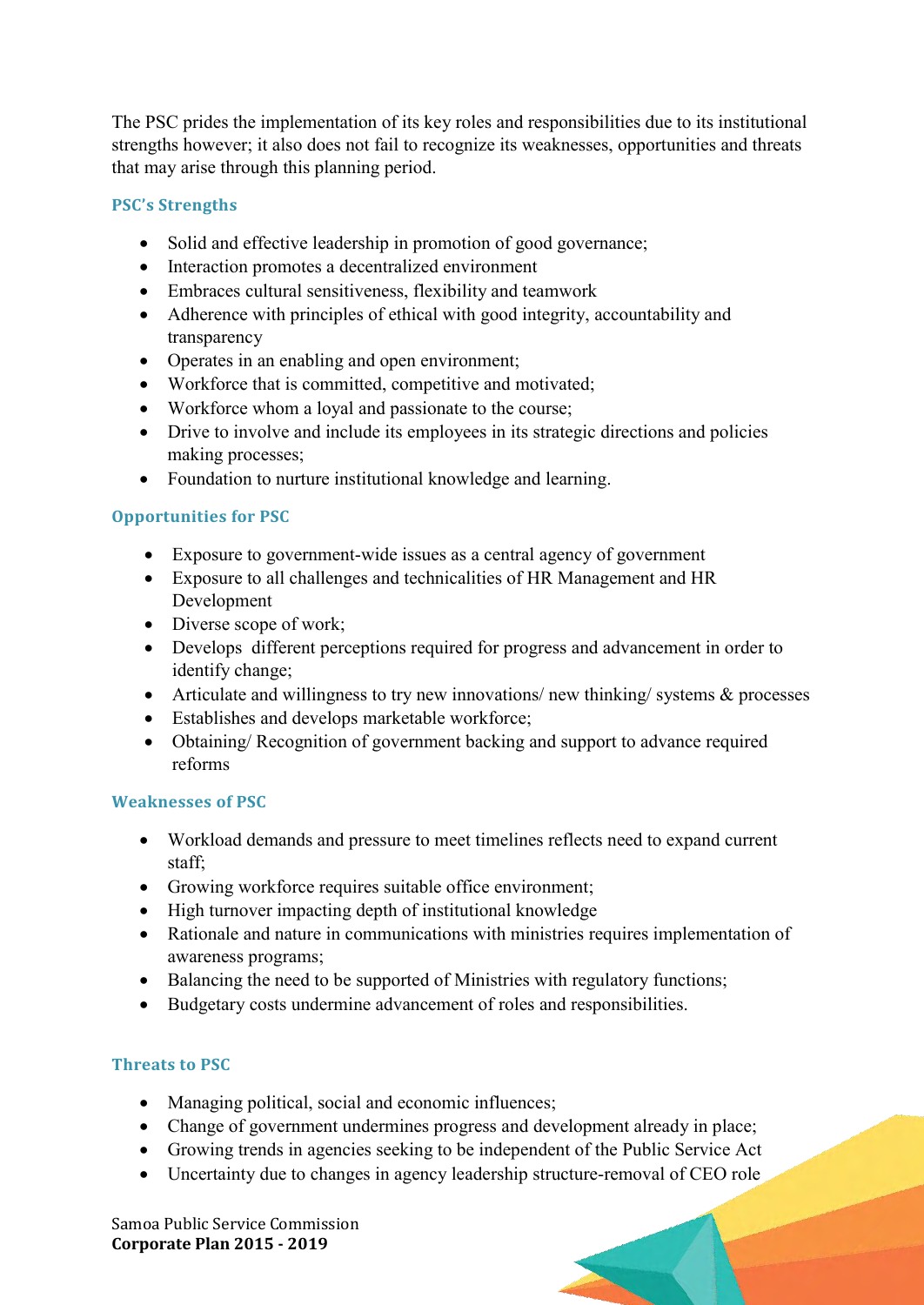The PSC prides the implementation of its key roles and responsibilities due to its institutional strengths however; it also does not fail to recognize its weaknesses, opportunities and threats that may arise through this planning period.

### PSC's Strengths

- Solid and effective leadership in promotion of good governance;
- Interaction promotes a decentralized environment
- Embraces cultural sensitiveness, flexibility and teamwork
- Adherence with principles of ethical with good integrity, accountability and transparency
- Operates in an enabling and open environment;
- Workforce that is committed, competitive and motivated;
- Workforce whom a loyal and passionate to the course;
- Drive to involve and include its employees in its strategic directions and policies making processes;
- Foundation to nurture institutional knowledge and learning.

### Opportunities for PSC

- Exposure to government-wide issues as a central agency of government
- Exposure to all challenges and technicalities of HR Management and HR Development
- Diverse scope of work;
- Develops different perceptions required for progress and advancement in order to identify change;
- Articulate and willingness to try new innovations/ new thinking/ systems & processes
- Establishes and develops marketable workforce;
- Obtaining/ Recognition of government backing and support to advance required reforms

### Weaknesses of PSC

- Workload demands and pressure to meet timelines reflects need to expand current staff;
- Growing workforce requires suitable office environment;
- High turnover impacting depth of institutional knowledge
- Rationale and nature in communications with ministries requires implementation of awareness programs;
- Balancing the need to be supported of Ministries with regulatory functions;
- Budgetary costs undermine advancement of roles and responsibilities.

### Threats to PSC

- Managing political, social and economic influences;
- Change of government undermines progress and development already in place;
- Growing trends in agencies seeking to be independent of the Public Service Act
- Uncertainty due to changes in agency leadership structure-removal of CEO role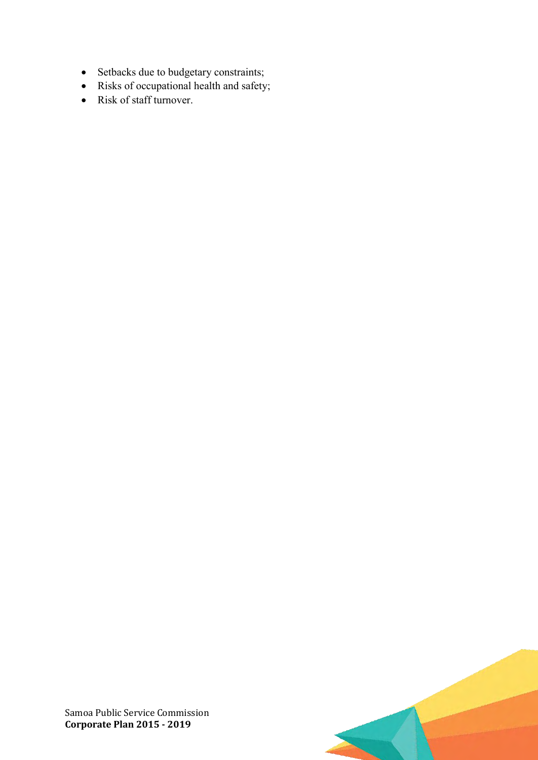- Setbacks due to budgetary constraints;
- Risks of occupational health and safety;
- Risk of staff turnover.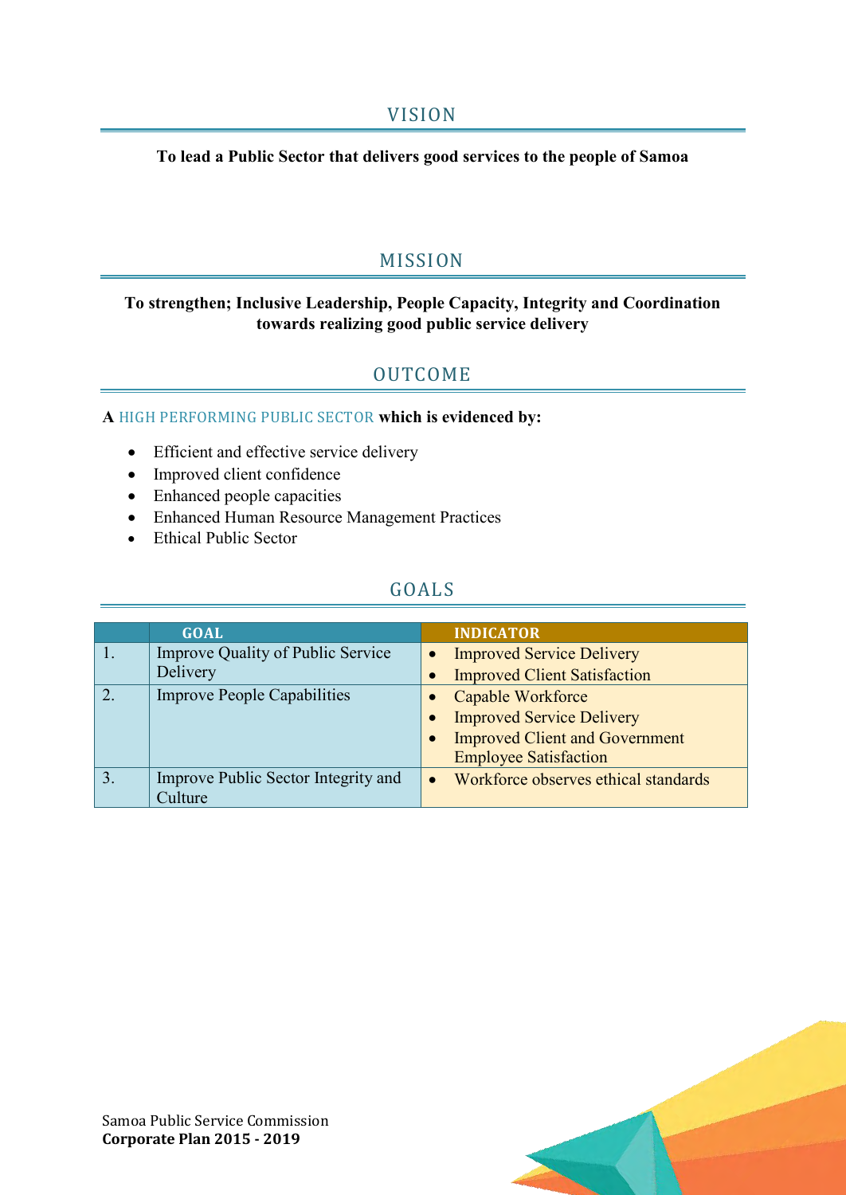## VISION

**To lead a Public Sector that delivers good services to the people of Samoa**

## MISSION

**To strengthen; Inclusive Leadership, People Capacity, Integrity and Coordination towards realizing good public service delivery**

## OUTCOME

**A** HIGH PERFORMING PUBLIC SECTOR **which is evidenced by:**

- Efficient and effective service delivery
- Improved client confidence
- Enhanced people capacities
- Enhanced Human Resource Management Practices
- Ethical Public Sector

## GOALS

| | GOAL | INDICATOR |
|---|---|---|
| 1. | Improve Quality of Public Service Delivery | • Improved Service Delivery<br>• Improved Client Satisfaction |
| 2. | Improve People Capabilities | • Capable Workforce<br>• Improved Service Delivery<br>• Improved Client and Government Employee Satisfaction |
| 3. | Improve Public Sector Integrity and Culture | • Workforce observes ethical standards |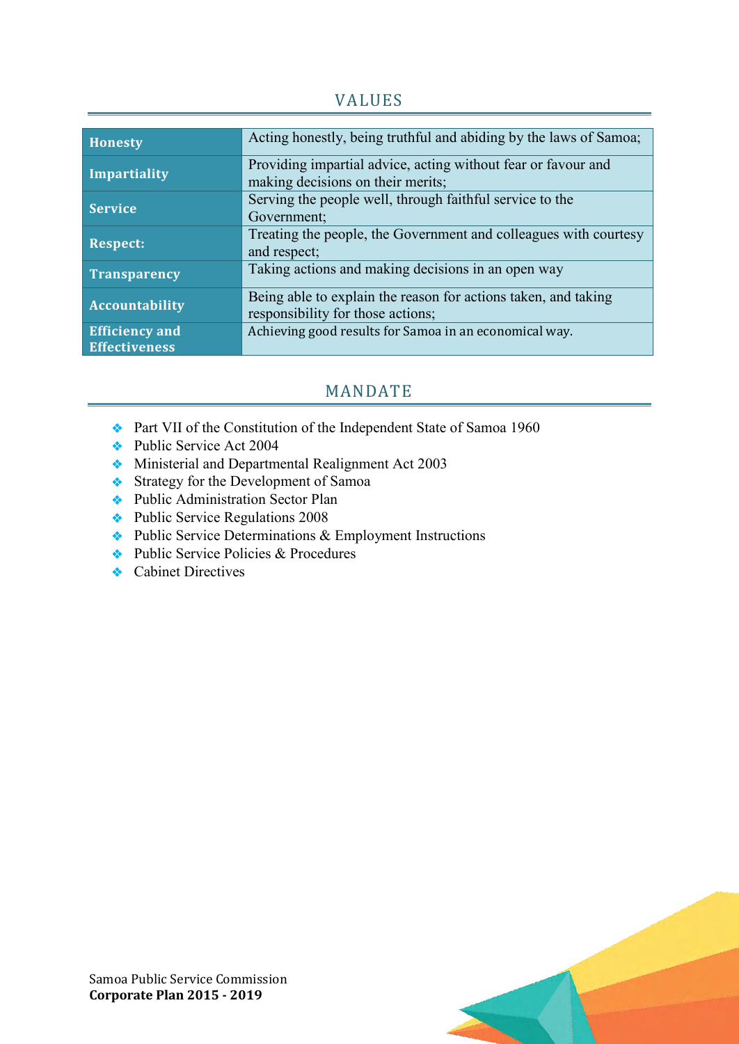## VALUES

| | |
|---|---|
| **Honesty** | Acting honestly, being truthful and abiding by the laws of Samoa; |
| **Impartiality** | Providing impartial advice, acting without fear or favour and making decisions on their merits; |
| **Service** | Serving the people well, through faithful service to the Government; |
| **Respect:** | Treating the people, the Government and colleagues with courtesy and respect; |
| **Transparency** | Taking actions and making decisions in an open way |
| **Accountability** | Being able to explain the reason for actions taken, and taking responsibility for those actions; |
| **Efficiency and Effectiveness** | Achieving good results for Samoa in an economical way. |

## MANDATE

- Part VII of the Constitution of the Independent State of Samoa 1960
- Public Service Act 2004
- Ministerial and Departmental Realignment Act 2003
- Strategy for the Development of Samoa
- Public Administration Sector Plan
- Public Service Regulations 2008
- Public Service Determinations & Employment Instructions
- Public Service Policies & Procedures
- Cabinet Directives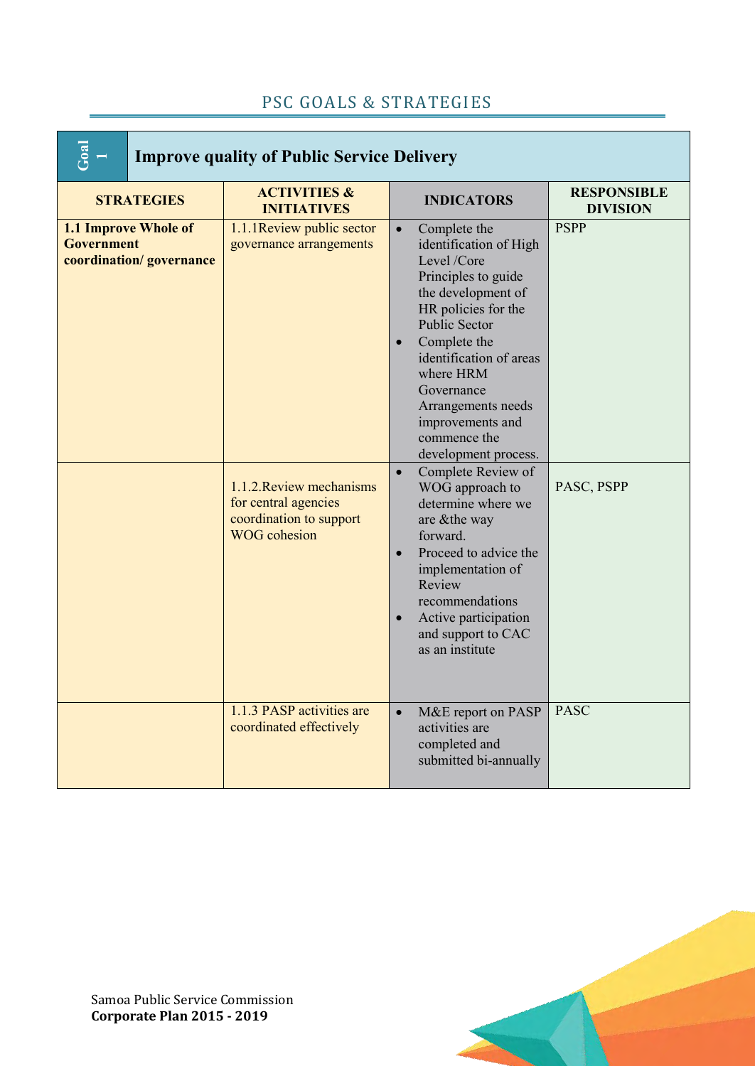## PSC GOALS & STRATEGIES

| Goal 1 | Improve quality of Public Service Delivery | | |
|---|---|---|---|
| **STRATEGIES** | **ACTIVITIES & INITIATIVES** | **INDICATORS** | **RESPONSIBLE DIVISION** |
| **1.1 Improve Whole of Government coordination/ governance** | 1.1.1Review public sector governance arrangements | • Complete the identification of High Level /Core Principles to guide the development of HR policies for the Public Sector<br>• Complete the identification of areas where HRM Governance Arrangements needs improvements and commence the development process. | PSPP |
| | 1.1.2.Review mechanisms for central agencies coordination to support WOG cohesion | • Complete Review of WOG approach to determine where we are &the way forward.<br>• Proceed to advice the implementation of Review recommendations<br>• Active participation and support to CAC as an institute | PASC, PSPP |
| | 1.1.3 PASP activities are coordinated effectively | • M&E report on PASP activities are completed and submitted bi-annually | PASC |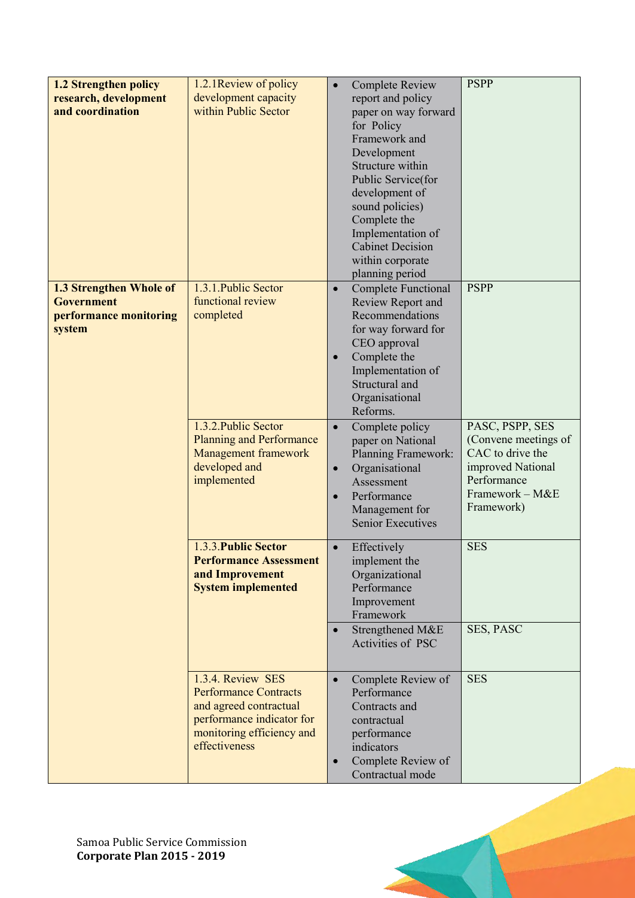| | | | |
|---|---|---|---|
| **1.2 Strengthen policy research, development and coordination** | 1.2.1Review of policy development capacity within Public Sector | • Complete Review report and policy paper on way forward for Policy Framework and Development Structure within Public Service(for development of sound policies) Complete the Implementation of Cabinet Decision within corporate planning period | PSPP |
| **1.3 Strengthen Whole of Government performance monitoring system** | 1.3.1.Public Sector functional review completed | • Complete Functional Review Report and Recommendations for way forward for CEO approval<br>• Complete the Implementation of Structural and Organisational Reforms. | PSPP |
| | 1.3.2.Public Sector Planning and Performance Management framework developed and implemented | • Complete policy paper on National Planning Framework:<br>• Organisational Assessment<br>• Performance Management for Senior Executives | PASC, PSPP, SES (Convene meetings of CAC to drive the improved National Performance Framework – M&E Framework) |
| | 1.3.3.**Public Sector Performance Assessment and Improvement System implemented** | • Effectively implement the Organizational Performance Improvement Framework | SES |
| | | • Strengthened M&E Activities of PSC | SES, PASC |
| | 1.3.4. Review SES Performance Contracts and agreed contractual performance indicator for monitoring efficiency and effectiveness | • Complete Review of Performance Contracts and contractual performance indicators<br>• Complete Review of Contractual mode | SES |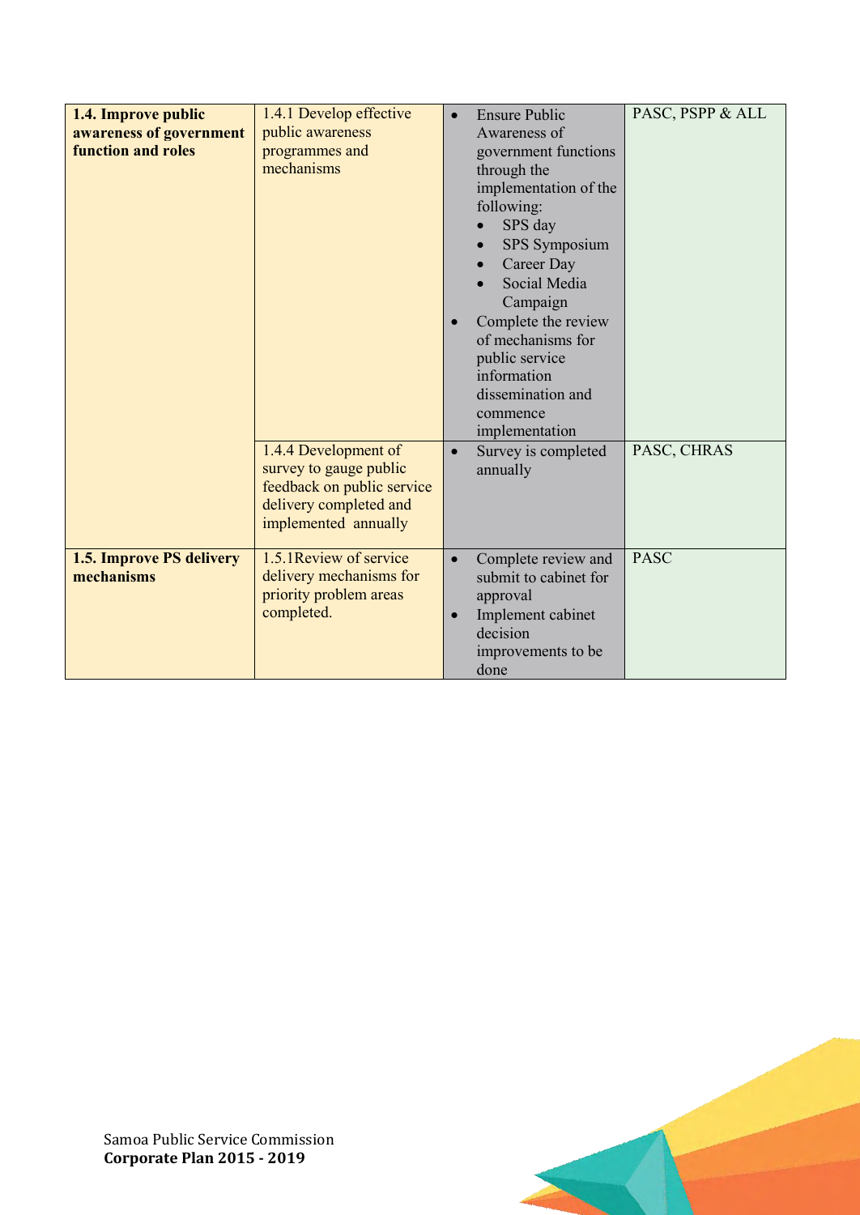| | | | |
|---|---|---|---|
| **1.4. Improve public awareness of government function and roles** | 1.4.1 Develop effective public awareness programmes and mechanisms | • Ensure Public Awareness of government functions through the implementation of the following: <br> • SPS day <br> • SPS Symposium <br> • Career Day <br> • Social Media Campaign <br> • Complete the review of mechanisms for public service information dissemination and commence implementation | PASC, PSPP & ALL |
| | 1.4.4 Development of survey to gauge public feedback on public service delivery completed and implemented annually | • Survey is completed annually | PASC, CHRAS |
| **1.5. Improve PS delivery mechanisms** | 1.5.1Review of service delivery mechanisms for priority problem areas completed. | • Complete review and submit to cabinet for approval <br> • Implement cabinet decision improvements to be done | PASC |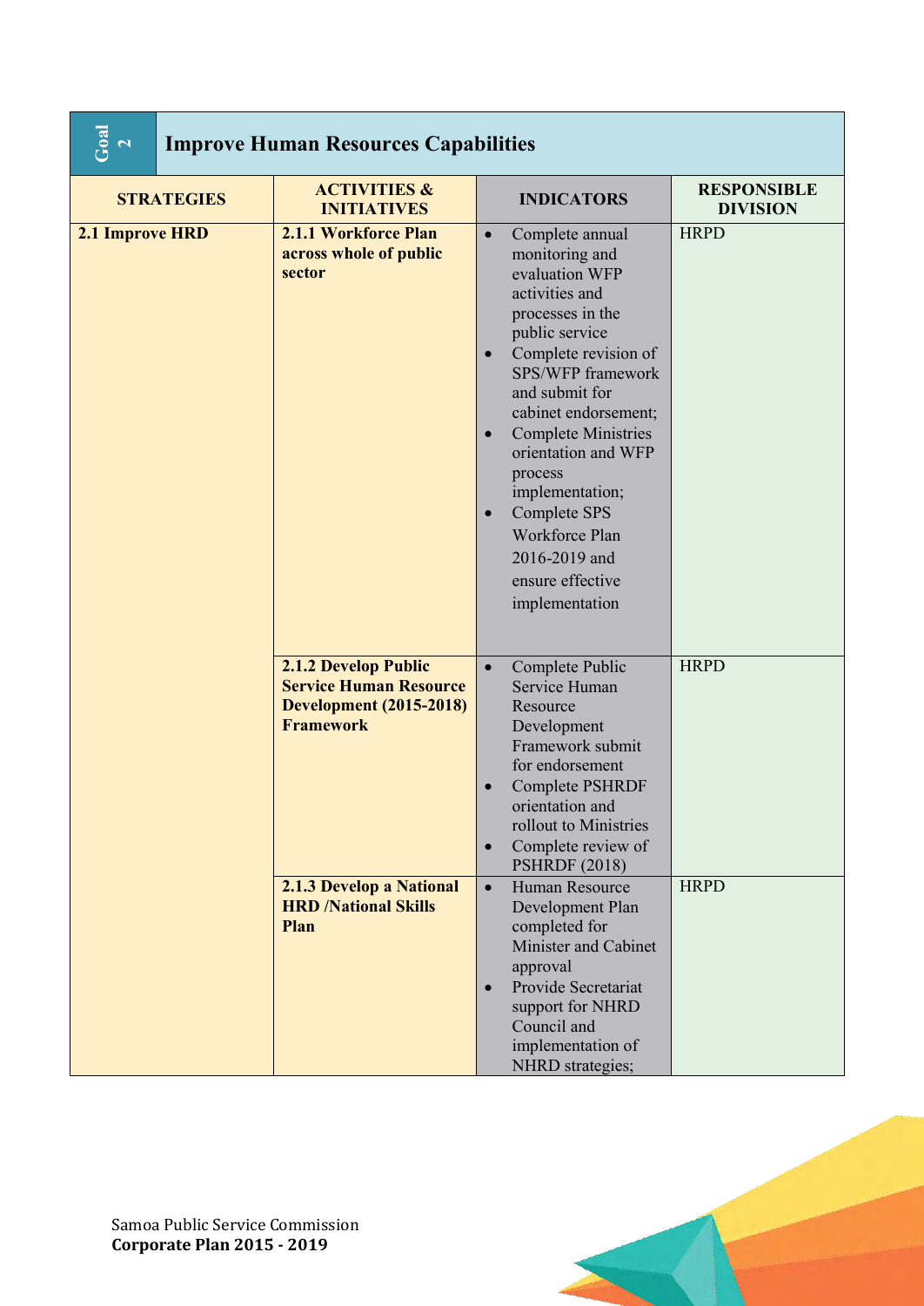## Goal 2 Improve Human Resources Capabilities

| STRATEGIES | ACTIVITIES & INITIATIVES | INDICATORS | RESPONSIBLE DIVISION |
|---|---|---|---|
| **2.1 Improve HRD** | **2.1.1 Workforce Plan across whole of public sector** | • Complete annual monitoring and evaluation WFP activities and processes in the public service<br>• Complete revision of SPS/WFP framework and submit for cabinet endorsement;<br>• Complete Ministries orientation and WFP process implementation;<br>• Complete SPS Workforce Plan 2016-2019 and ensure effective implementation | HRPD |
| | **2.1.2 Develop Public Service Human Resource Development (2015-2018) Framework** | • Complete Public Service Human Resource Development Framework submit for endorsement<br>• Complete PSHRDF orientation and rollout to Ministries<br>• Complete review of PSHRDF (2018) | HRPD |
| | **2.1.3 Develop a National HRD /National Skills Plan** | • Human Resource Development Plan completed for Minister and Cabinet approval<br>• Provide Secretariat support for NHRD Council and implementation of NHRD strategies; | HRPD |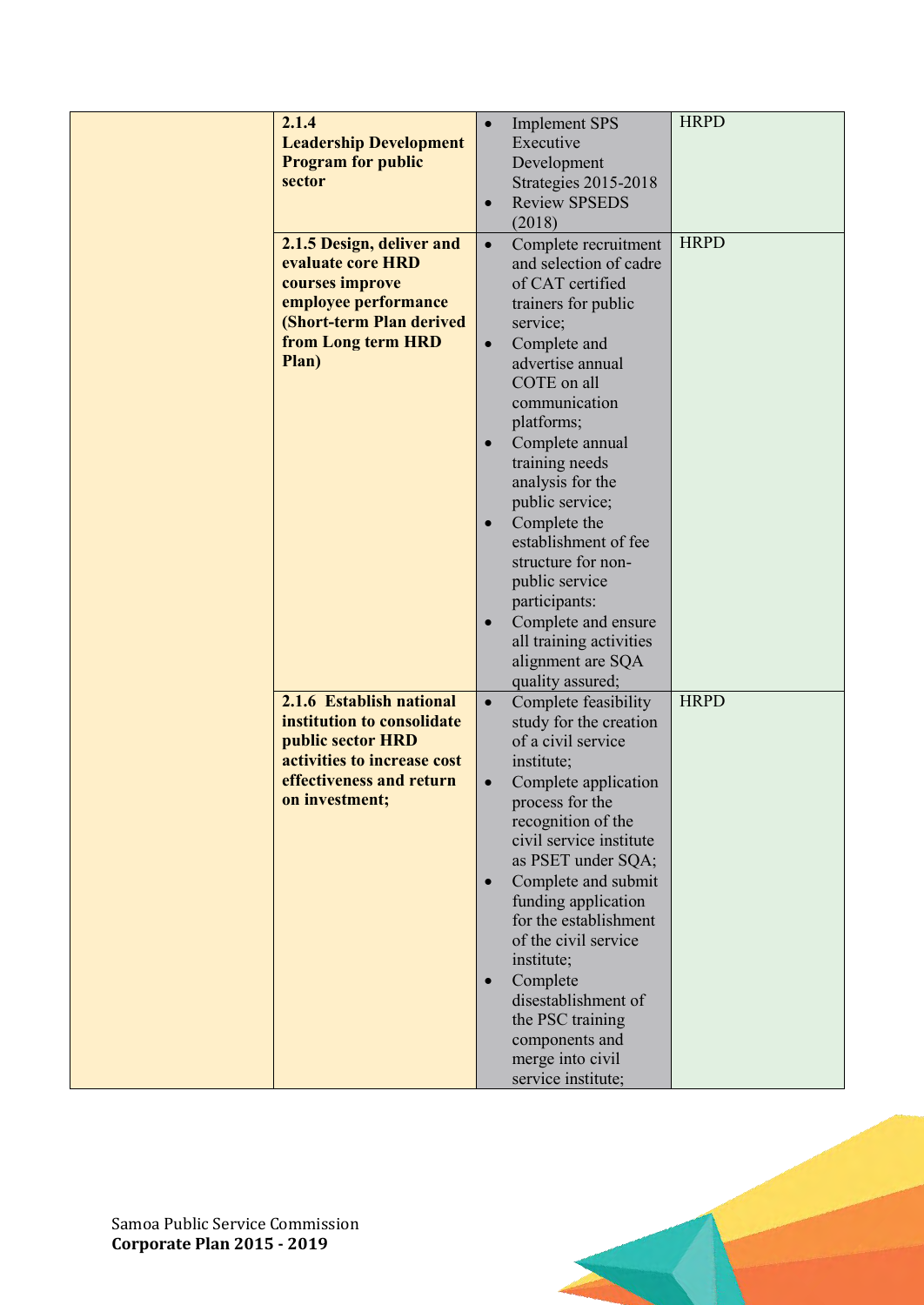|  |  |  |  |
|---|---|---|---|
|  | **2.1.4 Leadership Development Program for public sector** | • Implement SPS Executive Development Strategies 2015-2018<br>• Review SPSEDS (2018) | HRPD |
|  | **2.1.5 Design, deliver and evaluate core HRD courses improve employee performance (Short-term Plan derived from Long term HRD Plan)** | • Complete recruitment and selection of cadre of CAT certified trainers for public service;<br>• Complete and advertise annual COTE on all communication platforms;<br>• Complete annual training needs analysis for the public service;<br>• Complete the establishment of fee structure for non-public service participants:<br>• Complete and ensure all training activities alignment are SQA quality assured; | HRPD |
|  | **2.1.6 Establish national institution to consolidate public sector HRD activities to increase cost effectiveness and return on investment;** | • Complete feasibility study for the creation of a civil service institute;<br>• Complete application process for the recognition of the civil service institute as PSET under SQA;<br>• Complete and submit funding application for the establishment of the civil service institute;<br>• Complete disestablishment of the PSC training components and merge into civil service institute; | HRPD |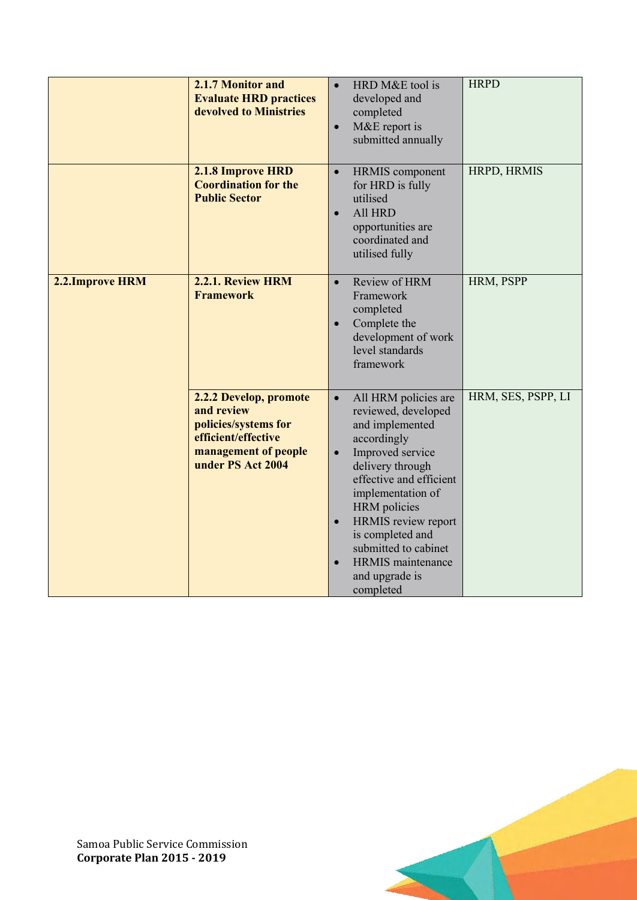| | | | |
|---|---|---|---|
| | **2.1.7 Monitor and Evaluate HRD practices devolved to Ministries** | • HRD M&E tool is developed and completed<br>• M&E report is submitted annually | HRPD |
| | **2.1.8 Improve HRD Coordination for the Public Sector** | • HRMIS component for HRD is fully utilised<br>• All HRD opportunities are coordinated and utilised fully | HRPD, HRMIS |
| **2.2.Improve HRM** | **2.2.1. Review HRM Framework** | • Review of HRM Framework completed<br>• Complete the development of work level standards framework | HRM, PSPP |
| | **2.2.2 Develop, promote and review policies/systems for efficient/effective management of people under PS Act 2004** | • All HRM policies are reviewed, developed and implemented accordingly<br>• Improved service delivery through effective and efficient implementation of HRM policies<br>• HRMIS review report is completed and submitted to cabinet<br>• HRMIS maintenance and upgrade is completed | HRM, SES, PSPP, LI |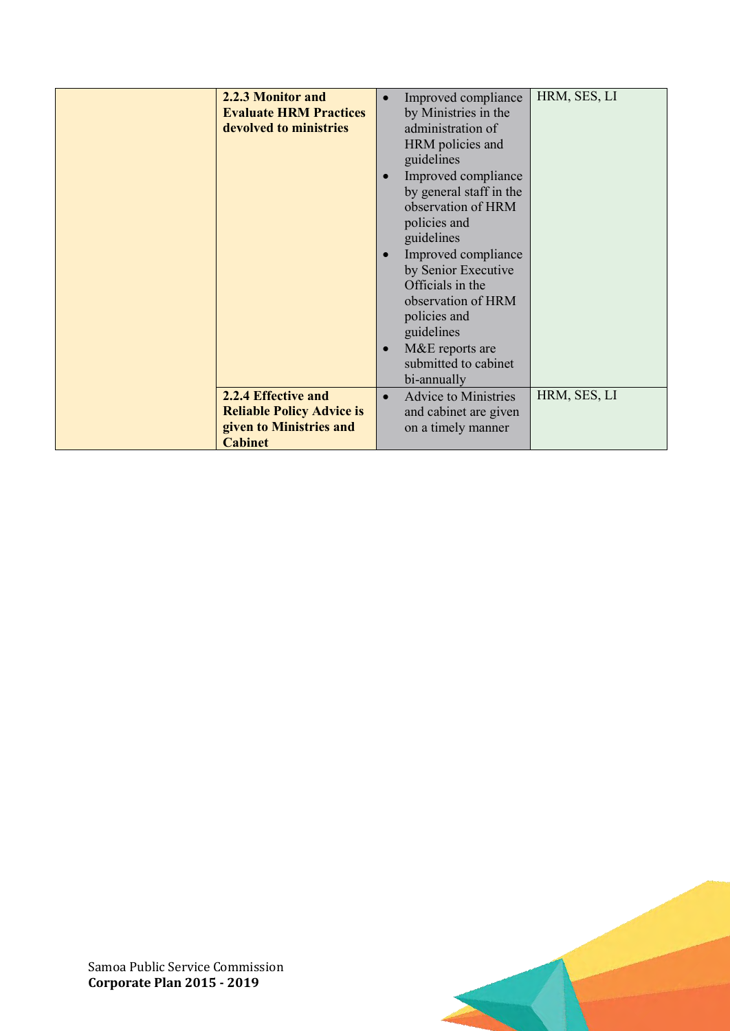| | | | |
|---|---|---|---|
| | **2.2.3 Monitor and Evaluate HRM Practices devolved to ministries** | • Improved compliance by Ministries in the administration of HRM policies and guidelines<br>• Improved compliance by general staff in the observation of HRM policies and guidelines<br>• Improved compliance by Senior Executive Officials in the observation of HRM policies and guidelines<br>• M&E reports are submitted to cabinet bi-annually | HRM, SES, LI |
| | **2.2.4 Effective and Reliable Policy Advice is given to Ministries and Cabinet** | • Advice to Ministries and cabinet are given on a timely manner | HRM, SES, LI |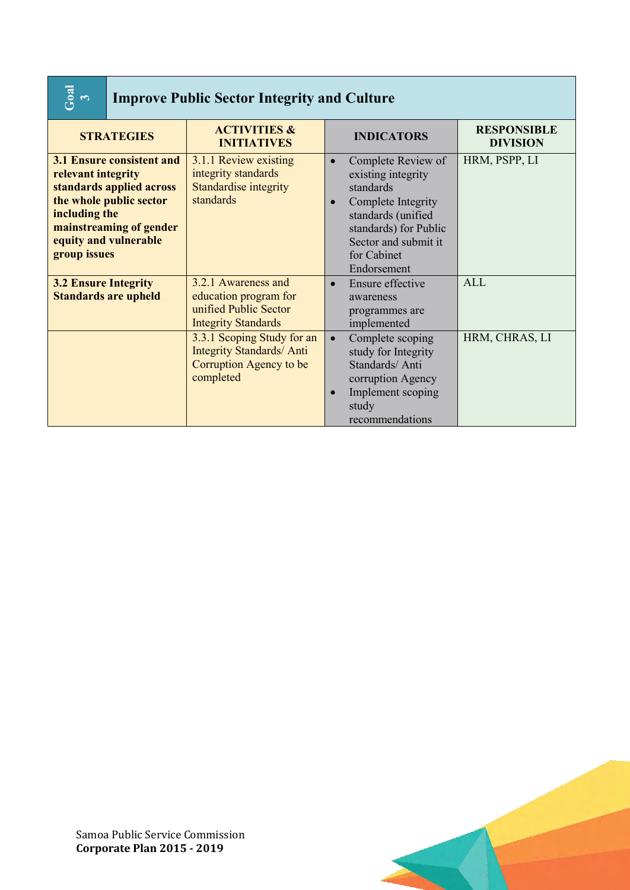## Goal 3 Improve Public Sector Integrity and Culture

| STRATEGIES | ACTIVITIES & INITIATIVES | INDICATORS | RESPONSIBLE DIVISION |
|---|---|---|---|
| **3.1 Ensure consistent and relevant integrity standards applied across the whole public sector including the mainstreaming of gender equity and vulnerable group issues** | 3.1.1 Review existing integrity standards Standardise integrity standards | • Complete Review of existing integrity standards<br>• Complete Integrity standards (unified standards) for Public Sector and submit it for Cabinet Endorsement | HRM, PSPP, LI |
| **3.2 Ensure Integrity Standards are upheld** | 3.2.1 Awareness and education program for unified Public Sector Integrity Standards | • Ensure effective awareness programmes are implemented | ALL |
| | 3.3.1 Scoping Study for an Integrity Standards/ Anti Corruption Agency to be completed | • Complete scoping study for Integrity Standards/ Anti corruption Agency<br>• Implement scoping study recommendations | HRM, CHRAS, LI |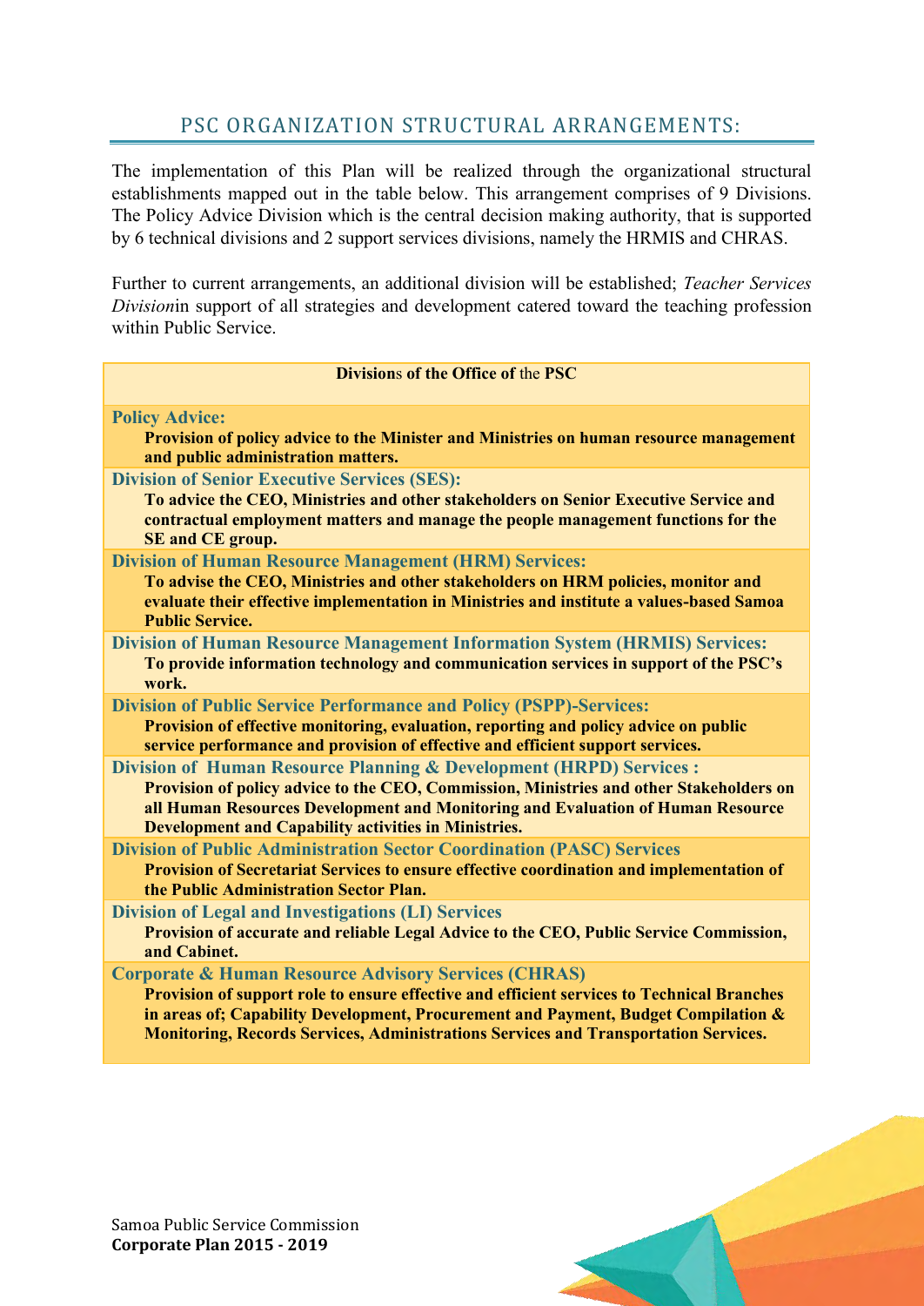## PSC ORGANIZATION STRUCTURAL ARRANGEMENTS:

The implementation of this Plan will be realized through the organizational structural establishments mapped out in the table below. This arrangement comprises of 9 Divisions. The Policy Advice Division which is the central decision making authority, that is supported by 6 technical divisions and 2 support services divisions, namely the HRMIS and CHRAS.

Further to current arrangements, an additional division will be established; *Teacher Services Division*in support of all strategies and development catered toward the teaching profession within Public Service.

| **Divisions of the Office of the PSC** |
|---|
| **Policy Advice:**<br>**Provision of policy advice to the Minister and Ministries on human resource management and public administration matters.** |
| **Division of Senior Executive Services (SES):**<br>**To advice the CEO, Ministries and other stakeholders on Senior Executive Service and contractual employment matters and manage the people management functions for the SE and CE group.** |
| **Division of Human Resource Management (HRM) Services:**<br>**To advise the CEO, Ministries and other stakeholders on HRM policies, monitor and evaluate their effective implementation in Ministries and institute a values-based Samoa Public Service.** |
| **Division of Human Resource Management Information System (HRMIS) Services:**<br>**To provide information technology and communication services in support of the PSC's work.** |
| **Division of Public Service Performance and Policy (PSPP)-Services:**<br>**Provision of effective monitoring, evaluation, reporting and policy advice on public service performance and provision of effective and efficient support services.** |
| **Division of Human Resource Planning & Development (HRPD) Services :**<br>**Provision of policy advice to the CEO, Commission, Ministries and other Stakeholders on all Human Resources Development and Monitoring and Evaluation of Human Resource Development and Capability activities in Ministries.** |
| **Division of Public Administration Sector Coordination (PASC) Services**<br>**Provision of Secretariat Services to ensure effective coordination and implementation of the Public Administration Sector Plan.** |
| **Division of Legal and Investigations (LI) Services**<br>**Provision of accurate and reliable Legal Advice to the CEO, Public Service Commission, and Cabinet.** |
| **Corporate & Human Resource Advisory Services (CHRAS)**<br>**Provision of support role to ensure effective and efficient services to Technical Branches in areas of; Capability Development, Procurement and Payment, Budget Compilation & Monitoring, Records Services, Administrations Services and Transportation Services.** |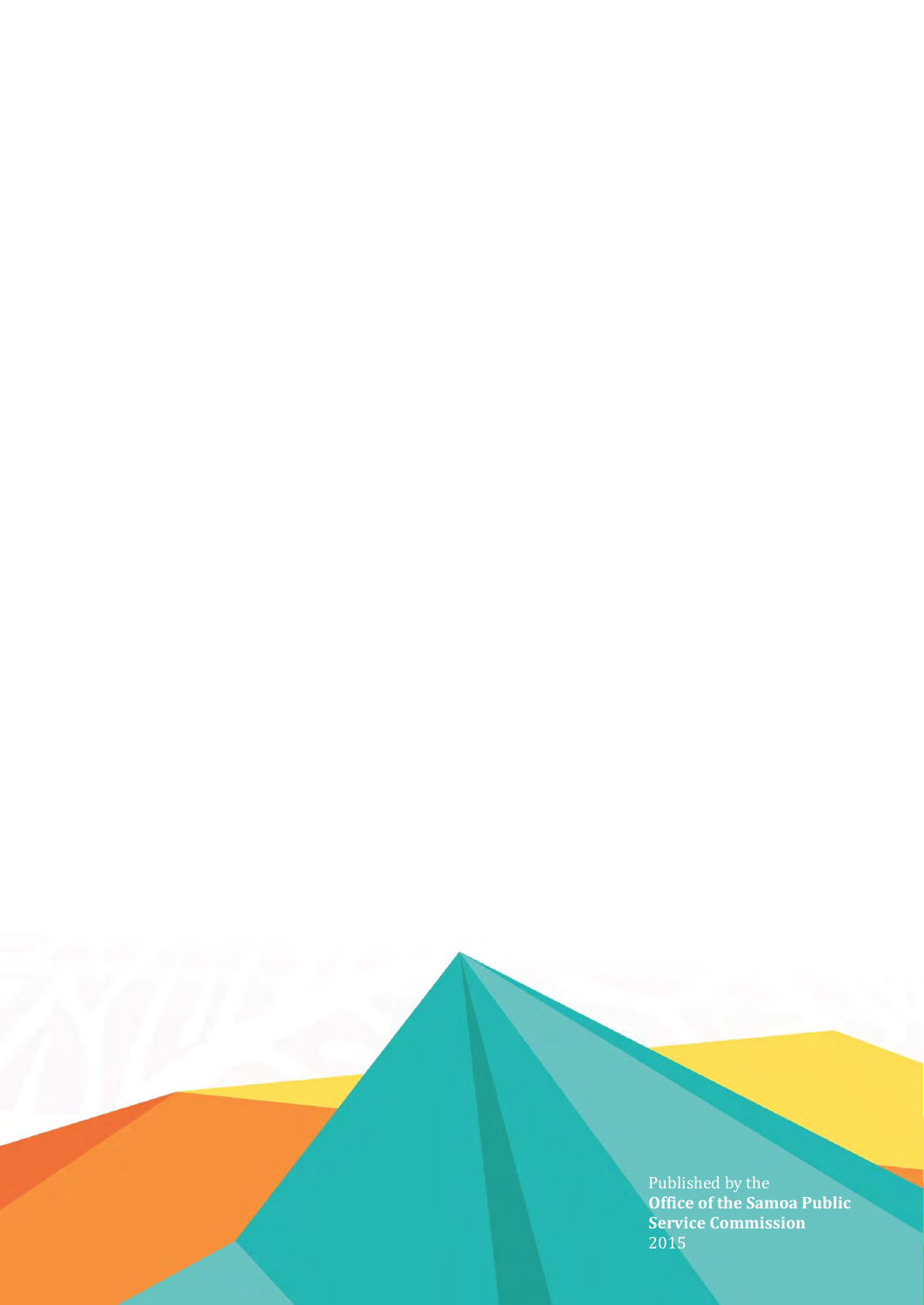Published by the
**Office of the Samoa Public Service Commission**
2015